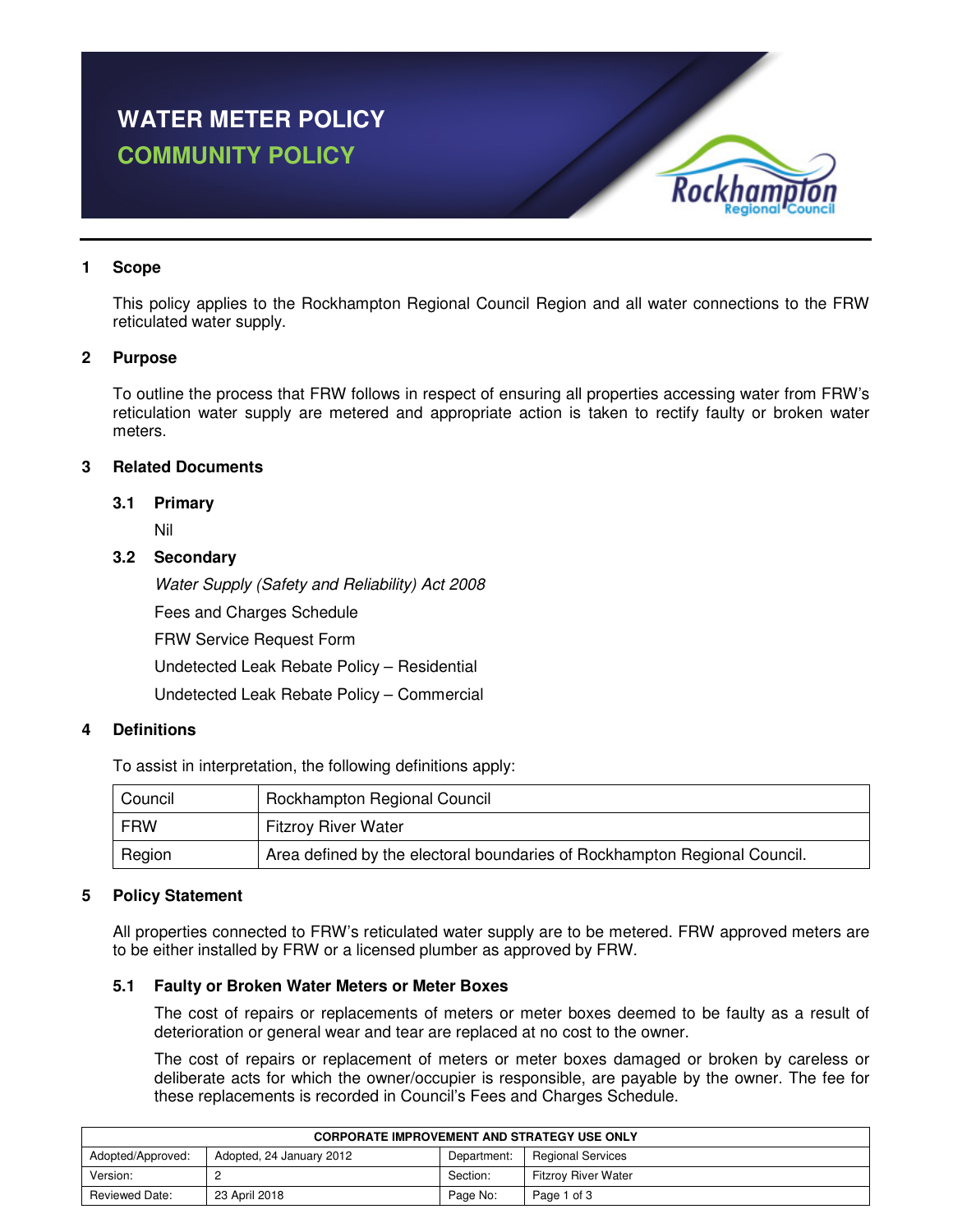# WATER METER POLICY

## COMMUNITY POLICY

## 1 Scope

This policy applies to the Rockhampton Regional Council Region and all water connections to the FRW reticulated water supply.

## 2 Purpose

To outline the process that FRW follows in respect of ensuring all properties accessing water from FRW's reticulation water supply are metered and appropriate action is taken to rectify faulty or broken water meters.

## 3 Related Documents

### 3.1 Primary

Nil

### 3.2 Secondary

*Water Supply (Safety and Reliability) Act 2008*

Fees and Charges Schedule

FRW Service Request Form

Undetected Leak Rebate Policy – Residential

Undetected Leak Rebate Policy – Commercial

## 4 Definitions

To assist in interpretation, the following definitions apply:

| | |
|---|---|
| Council | Rockhampton Regional Council |
| FRW | Fitzroy River Water |
| Region | Area defined by the electoral boundaries of Rockhampton Regional Council. |

## 5 Policy Statement

All properties connected to FRW's reticulated water supply are to be metered. FRW approved meters are to be either installed by FRW or a licensed plumber as approved by FRW.

### 5.1 Faulty or Broken Water Meters or Meter Boxes

The cost of repairs or replacements of meters or meter boxes deemed to be faulty as a result of deterioration or general wear and tear are replaced at no cost to the owner.

The cost of repairs or replacement of meters or meter boxes damaged or broken by careless or deliberate acts for which the owner/occupier is responsible, are payable by the owner. The fee for these replacements is recorded in Council's Fees and Charges Schedule.

| CORPORATE IMPROVEMENT AND STRATEGY USE ONLY | | | |
|---|---|---|---|
| Adopted/Approved: | Adopted, 24 January 2012 | Department: | Regional Services |
| Version: | 2 | Section: | Fitzroy River Water |
| Reviewed Date: | 23 April 2018 | Page No: | Page 1 of 3 |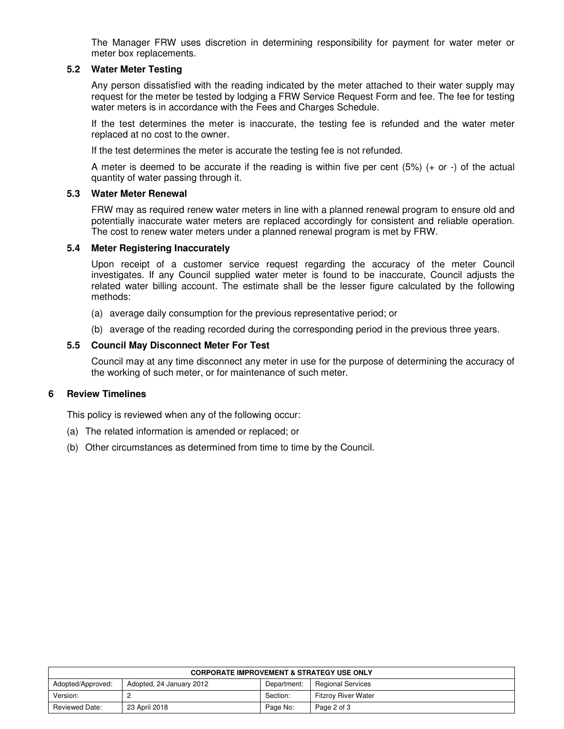The Manager FRW uses discretion in determining responsibility for payment for water meter or meter box replacements.

### 5.2 Water Meter Testing

Any person dissatisfied with the reading indicated by the meter attached to their water supply may request for the meter be tested by lodging a FRW Service Request Form and fee. The fee for testing water meters is in accordance with the Fees and Charges Schedule.

If the test determines the meter is inaccurate, the testing fee is refunded and the water meter replaced at no cost to the owner.

If the test determines the meter is accurate the testing fee is not refunded.

A meter is deemed to be accurate if the reading is within five per cent (5%) (+ or -) of the actual quantity of water passing through it.

### 5.3 Water Meter Renewal

FRW may as required renew water meters in line with a planned renewal program to ensure old and potentially inaccurate water meters are replaced accordingly for consistent and reliable operation. The cost to renew water meters under a planned renewal program is met by FRW.

### 5.4 Meter Registering Inaccurately

Upon receipt of a customer service request regarding the accuracy of the meter Council investigates. If any Council supplied water meter is found to be inaccurate, Council adjusts the related water billing account. The estimate shall be the lesser figure calculated by the following methods:

(a) average daily consumption for the previous representative period; or

(b) average of the reading recorded during the corresponding period in the previous three years.

### 5.5 Council May Disconnect Meter For Test

Council may at any time disconnect any meter in use for the purpose of determining the accuracy of the working of such meter, or for maintenance of such meter.

## 6 Review Timelines

This policy is reviewed when any of the following occur:

(a) The related information is amended or replaced; or

(b) Other circumstances as determined from time to time by the Council.

| CORPORATE IMPROVEMENT & STRATEGY USE ONLY | | | |
|---|---|---|---|
| Adopted/Approved: | Adopted, 24 January 2012 | Department: | Regional Services |
| Version: | 2 | Section: | Fitzroy River Water |
| Reviewed Date: | 23 April 2018 | Page No: | Page 2 of 3 |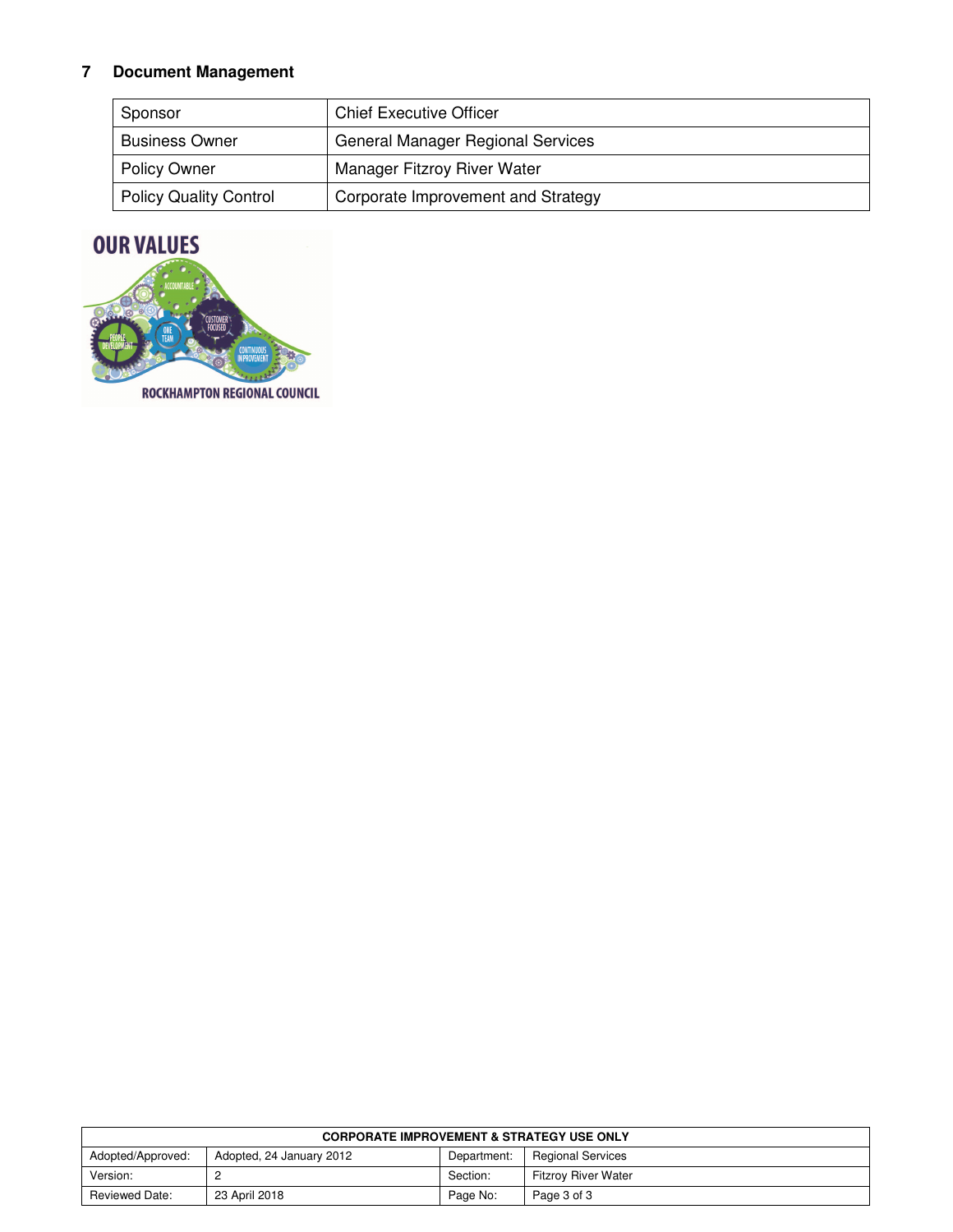## 7 Document Management

| | |
|---|---|
| Sponsor | Chief Executive Officer |
| Business Owner | General Manager Regional Services |
| Policy Owner | Manager Fitzroy River Water |
| Policy Quality Control | Corporate Improvement and Strategy |

OUR VALUES

ACCOUNTABLE

CUSTOMER FOCUSED

ONE TEAM

PEOPLE DEVELOPMENT

CONTINUOUS IMPROVEMENT

ROCKHAMPTON REGIONAL COUNCIL

| CORPORATE IMPROVEMENT & STRATEGY USE ONLY | | | |
|---|---|---|---|
| Adopted/Approved: | Adopted, 24 January 2012 | Department: | Regional Services |
| Version: | 2 | Section: | Fitzroy River Water |
| Reviewed Date: | 23 April 2018 | Page No: | Page 3 of 3 |